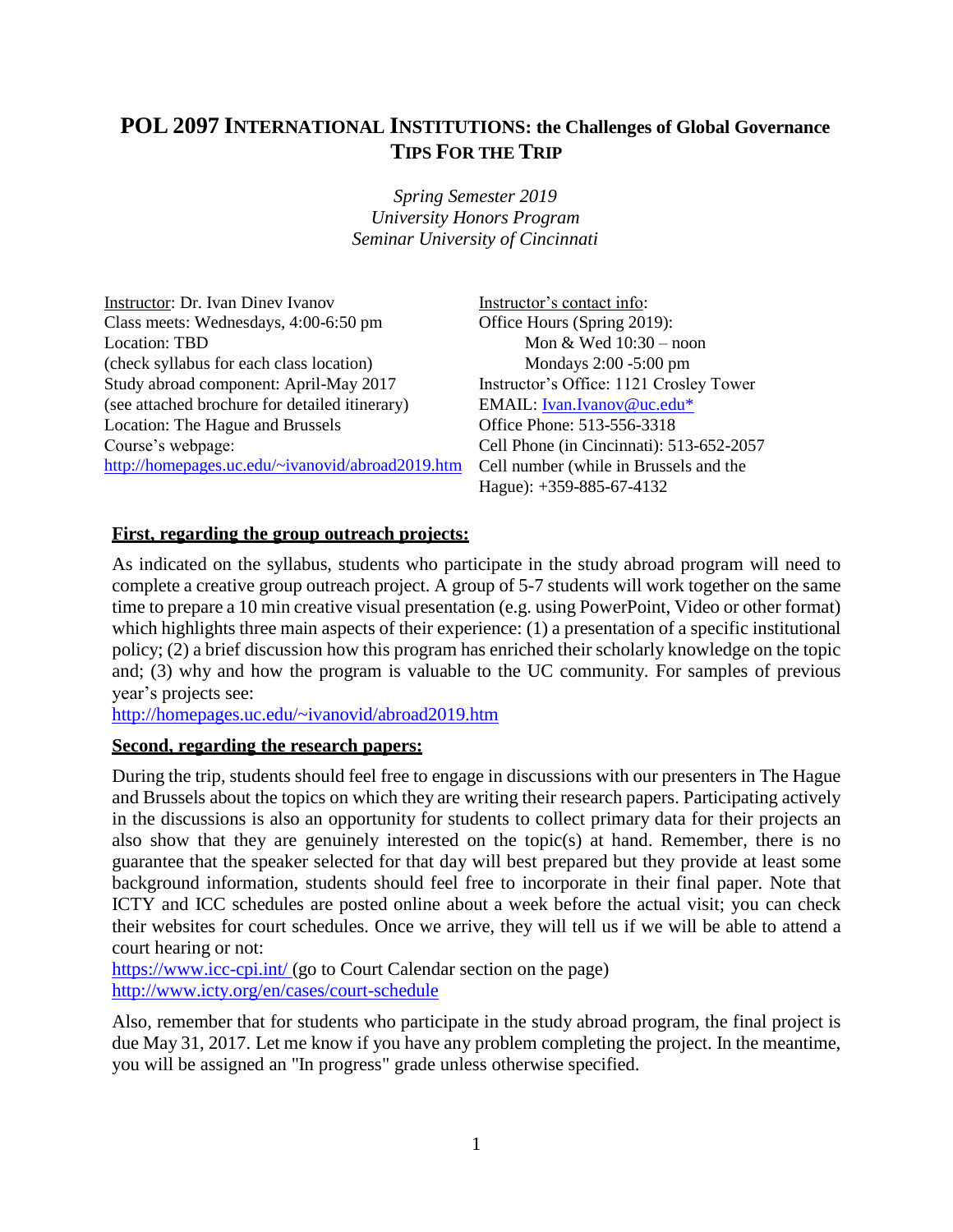# POL 2097 INTERNATIONAL INSTITUTIONS: the Challenges of Global Governance
## TIPS FOR THE TRIP

*Spring Semester 2019*
*University Honors Program*
*Seminar University of Cincinnati*

Instructor: Dr. Ivan Dinev Ivanov
Class meets: Wednesdays, 4:00-6:50 pm
Location: TBD
(check syllabus for each class location)
Study abroad component: April-May 2017
(see attached brochure for detailed itinerary)
Location: The Hague and Brussels
Course's webpage:
http://homepages.uc.edu/~ivanovid/abroad2019.htm

Instructor's contact info:
Office Hours (Spring 2019):
Mon & Wed 10:30 – noon
Mondays 2:00 -5:00 pm
Instructor's Office: 1121 Crosley Tower
EMAIL: Ivan.Ivanov@uc.edu*
Office Phone: 513-556-3318
Cell Phone (in Cincinnati): 513-652-2057
Cell number (while in Brussels and the Hague): +359-885-67-4132

**First, regarding the group outreach projects:**

As indicated on the syllabus, students who participate in the study abroad program will need to complete a creative group outreach project. A group of 5-7 students will work together on the same time to prepare a 10 min creative visual presentation (e.g. using PowerPoint, Video or other format) which highlights three main aspects of their experience: (1) a presentation of a specific institutional policy; (2) a brief discussion how this program has enriched their scholarly knowledge on the topic and; (3) why and how the program is valuable to the UC community. For samples of previous year's projects see:
http://homepages.uc.edu/~ivanovid/abroad2019.htm

**Second, regarding the research papers:**

During the trip, students should feel free to engage in discussions with our presenters in The Hague and Brussels about the topics on which they are writing their research papers. Participating actively in the discussions is also an opportunity for students to collect primary data for their projects an also show that they are genuinely interested on the topic(s) at hand. Remember, there is no guarantee that the speaker selected for that day will best prepared but they provide at least some background information, students should feel free to incorporate in their final paper. Note that ICTY and ICC schedules are posted online about a week before the actual visit; you can check their websites for court schedules. Once we arrive, they will tell us if we will be able to attend a court hearing or not:
https://www.icc-cpi.int/ (go to Court Calendar section on the page)
http://www.icty.org/en/cases/court-schedule

Also, remember that for students who participate in the study abroad program, the final project is due May 31, 2017. Let me know if you have any problem completing the project. In the meantime, you will be assigned an "In progress" grade unless otherwise specified.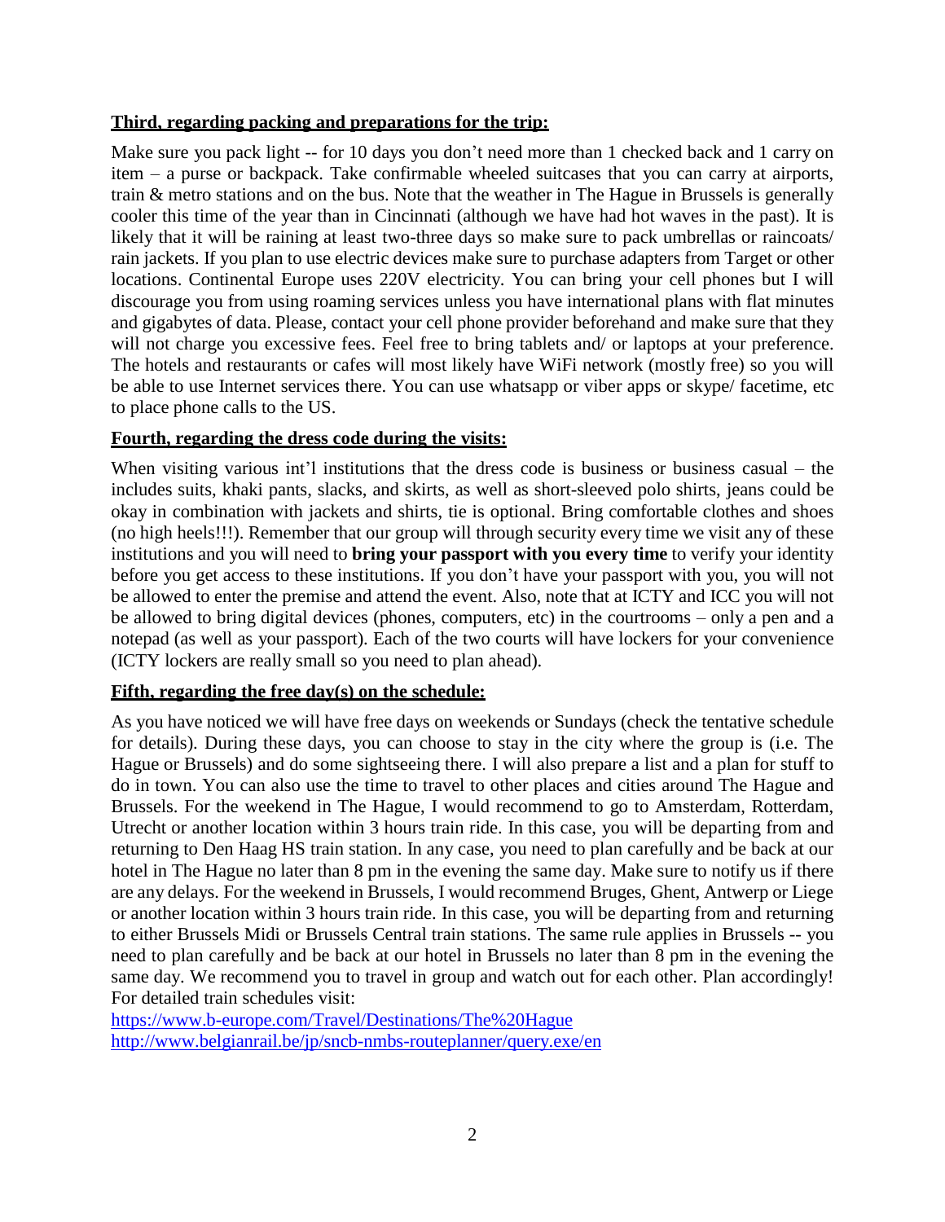**Third, regarding packing and preparations for the trip:**

Make sure you pack light -- for 10 days you don't need more than 1 checked back and 1 carry on item – a purse or backpack. Take confirmable wheeled suitcases that you can carry at airports, train & metro stations and on the bus. Note that the weather in The Hague in Brussels is generally cooler this time of the year than in Cincinnati (although we have had hot waves in the past). It is likely that it will be raining at least two-three days so make sure to pack umbrellas or raincoats/ rain jackets. If you plan to use electric devices make sure to purchase adapters from Target or other locations. Continental Europe uses 220V electricity. You can bring your cell phones but I will discourage you from using roaming services unless you have international plans with flat minutes and gigabytes of data. Please, contact your cell phone provider beforehand and make sure that they will not charge you excessive fees. Feel free to bring tablets and/ or laptops at your preference. The hotels and restaurants or cafes will most likely have WiFi network (mostly free) so you will be able to use Internet services there. You can use whatsapp or viber apps or skype/ facetime, etc to place phone calls to the US.

**Fourth, regarding the dress code during the visits:**

When visiting various int'l institutions that the dress code is business or business casual – the includes suits, khaki pants, slacks, and skirts, as well as short-sleeved polo shirts, jeans could be okay in combination with jackets and shirts, tie is optional. Bring comfortable clothes and shoes (no high heels!!!). Remember that our group will through security every time we visit any of these institutions and you will need to **bring your passport with you every time** to verify your identity before you get access to these institutions. If you don't have your passport with you, you will not be allowed to enter the premise and attend the event. Also, note that at ICTY and ICC you will not be allowed to bring digital devices (phones, computers, etc) in the courtrooms – only a pen and a notepad (as well as your passport). Each of the two courts will have lockers for your convenience (ICTY lockers are really small so you need to plan ahead).

**Fifth, regarding the free day(s) on the schedule:**

As you have noticed we will have free days on weekends or Sundays (check the tentative schedule for details). During these days, you can choose to stay in the city where the group is (i.e. The Hague or Brussels) and do some sightseeing there. I will also prepare a list and a plan for stuff to do in town. You can also use the time to travel to other places and cities around The Hague and Brussels. For the weekend in The Hague, I would recommend to go to Amsterdam, Rotterdam, Utrecht or another location within 3 hours train ride. In this case, you will be departing from and returning to Den Haag HS train station. In any case, you need to plan carefully and be back at our hotel in The Hague no later than 8 pm in the evening the same day. Make sure to notify us if there are any delays. For the weekend in Brussels, I would recommend Bruges, Ghent, Antwerp or Liege or another location within 3 hours train ride. In this case, you will be departing from and returning to either Brussels Midi or Brussels Central train stations. The same rule applies in Brussels -- you need to plan carefully and be back at our hotel in Brussels no later than 8 pm in the evening the same day. We recommend you to travel in group and watch out for each other. Plan accordingly! For detailed train schedules visit:

https://www.b-europe.com/Travel/Destinations/The%20Hague
http://www.belgianrail.be/jp/sncb-nmbs-routeplanner/query.exe/en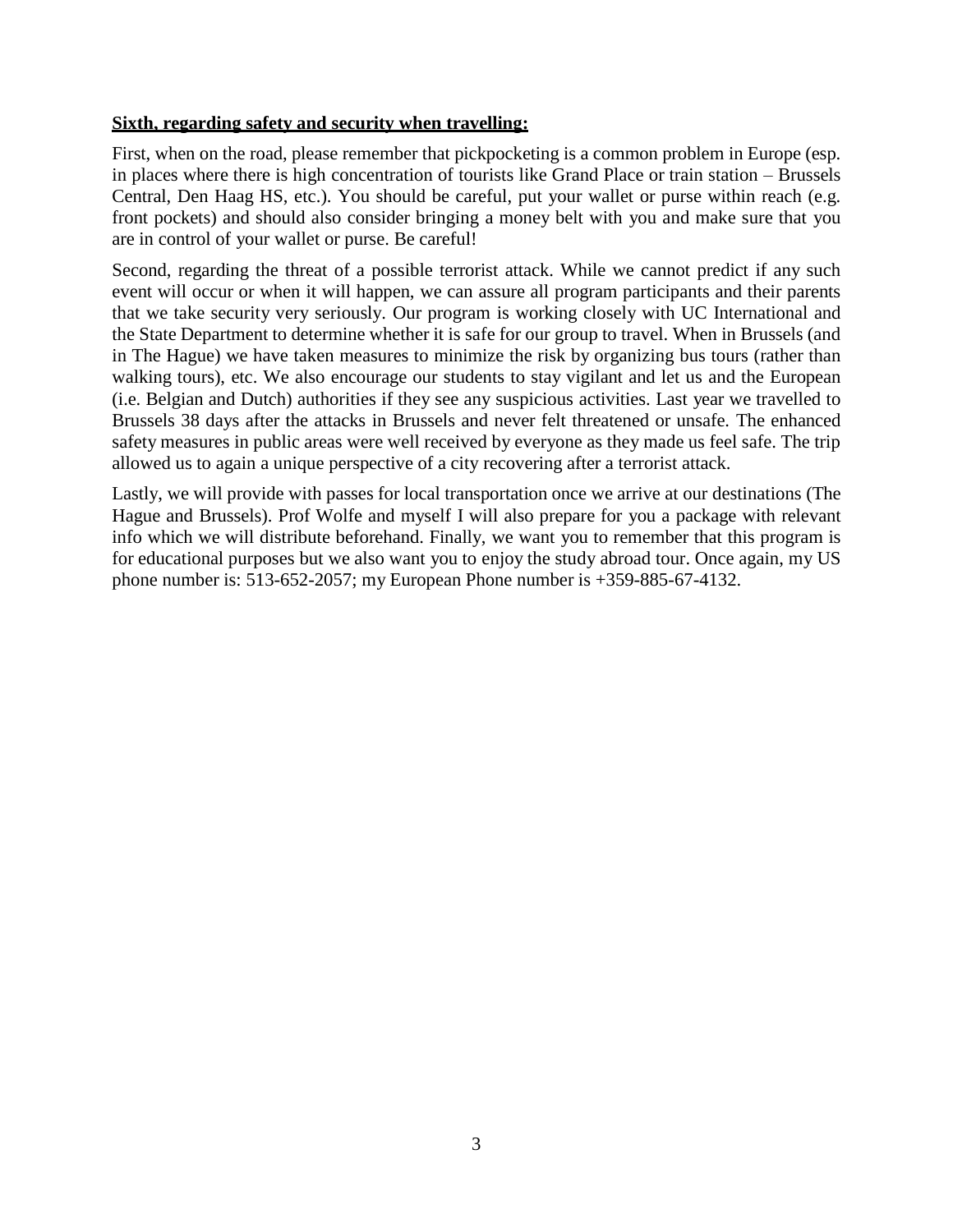**Sixth, regarding safety and security when travelling:**

First, when on the road, please remember that pickpocketing is a common problem in Europe (esp. in places where there is high concentration of tourists like Grand Place or train station – Brussels Central, Den Haag HS, etc.). You should be careful, put your wallet or purse within reach (e.g. front pockets) and should also consider bringing a money belt with you and make sure that you are in control of your wallet or purse. Be careful!

Second, regarding the threat of a possible terrorist attack. While we cannot predict if any such event will occur or when it will happen, we can assure all program participants and their parents that we take security very seriously. Our program is working closely with UC International and the State Department to determine whether it is safe for our group to travel. When in Brussels (and in The Hague) we have taken measures to minimize the risk by organizing bus tours (rather than walking tours), etc. We also encourage our students to stay vigilant and let us and the European (i.e. Belgian and Dutch) authorities if they see any suspicious activities. Last year we travelled to Brussels 38 days after the attacks in Brussels and never felt threatened or unsafe. The enhanced safety measures in public areas were well received by everyone as they made us feel safe. The trip allowed us to again a unique perspective of a city recovering after a terrorist attack.

Lastly, we will provide with passes for local transportation once we arrive at our destinations (The Hague and Brussels). Prof Wolfe and myself I will also prepare for you a package with relevant info which we will distribute beforehand. Finally, we want you to remember that this program is for educational purposes but we also want you to enjoy the study abroad tour. Once again, my US phone number is: 513-652-2057; my European Phone number is +359-885-67-4132.